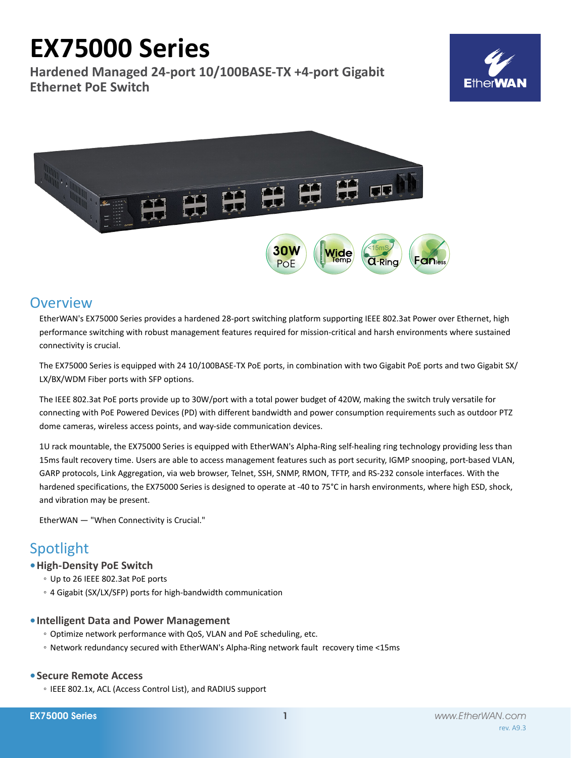# EX75000 Series

## Hardened Managed 24-port 10/100BASE-TX +4-port Gigabit Ethernet PoE Switch

## Overview

EtherWAN's EX75000 Series provides a hardened 28-port switching platform supporting IEEE 802.3at Power over Ethernet, high performance switching with robust management features required for mission-critical and harsh environments where sustained connectivity is crucial.

The EX75000 Series is equipped with 24 10/100BASE-TX PoE ports, in combination with two Gigabit PoE ports and two Gigabit SX/LX/BX/WDM Fiber ports with SFP options.

The IEEE 802.3at PoE ports provide up to 30W/port with a total power budget of 420W, making the switch truly versatile for connecting with PoE Powered Devices (PD) with different bandwidth and power consumption requirements such as outdoor PTZ dome cameras, wireless access points, and way-side communication devices.

1U rack mountable, the EX75000 Series is equipped with EtherWAN's Alpha-Ring self-healing ring technology providing less than 15ms fault recovery time. Users are able to access management features such as port security, IGMP snooping, port-based VLAN, GARP protocols, Link Aggregation, via web browser, Telnet, SSH, SNMP, RMON, TFTP, and RS-232 console interfaces. With the hardened specifications, the EX75000 Series is designed to operate at -40 to 75°C in harsh environments, where high ESD, shock, and vibration may be present.

EtherWAN — "When Connectivity is Crucial."

## Spotlight

- **High-Density PoE Switch**
  - Up to 26 IEEE 802.3at PoE ports
  - 4 Gigabit (SX/LX/SFP) ports for high-bandwidth communication

- **Intelligent Data and Power Management**
  - Optimize network performance with QoS, VLAN and PoE scheduling, etc.
  - Network redundancy secured with EtherWAN's Alpha-Ring network fault recovery time <15ms

- **Secure Remote Access**
  - IEEE 802.1x, ACL (Access Control List), and RADIUS support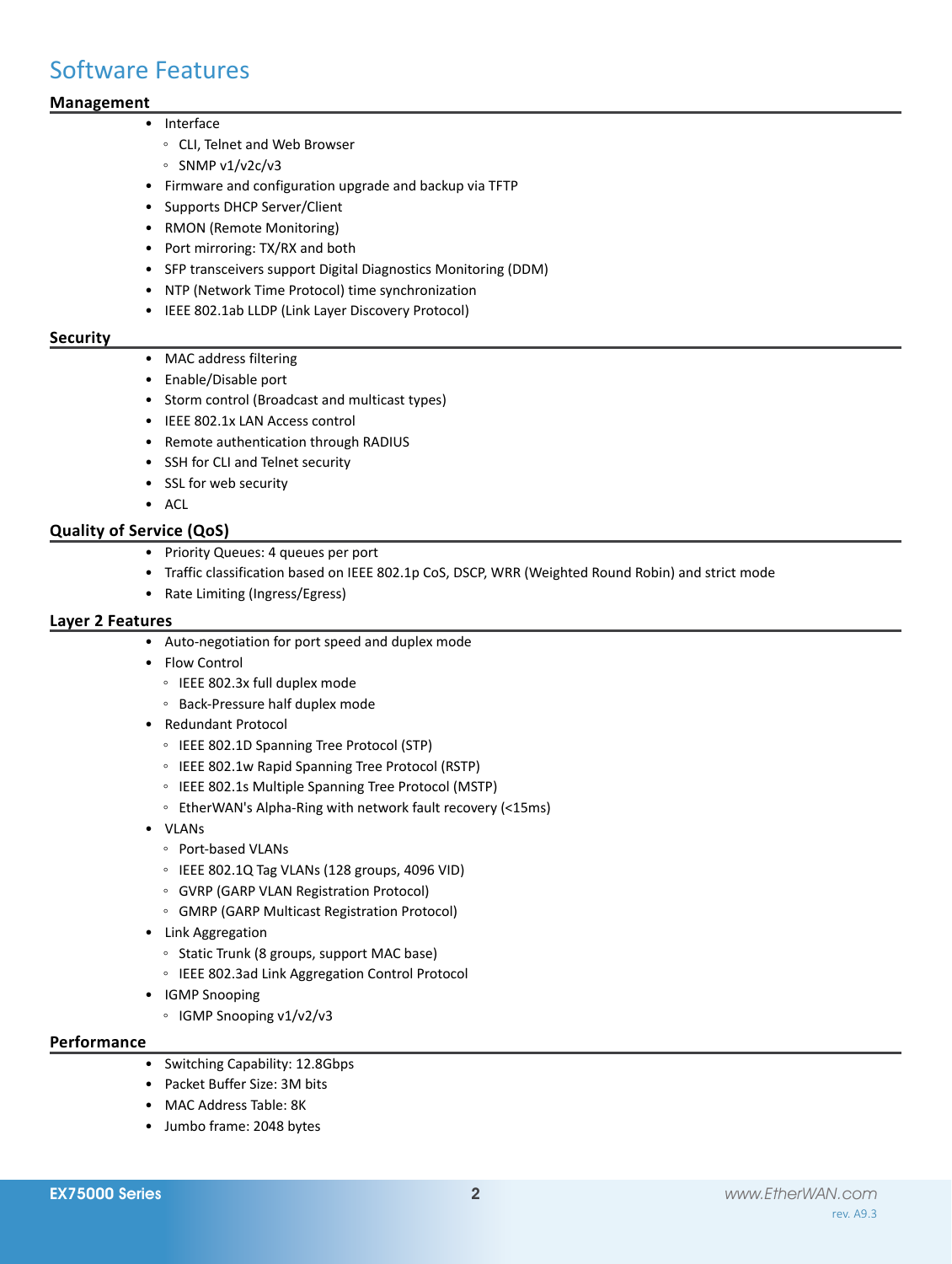# Software Features

## Management

- Interface
  - CLI, Telnet and Web Browser
  - SNMP v1/v2c/v3
- Firmware and configuration upgrade and backup via TFTP
- Supports DHCP Server/Client
- RMON (Remote Monitoring)
- Port mirroring: TX/RX and both
- SFP transceivers support Digital Diagnostics Monitoring (DDM)
- NTP (Network Time Protocol) time synchronization
- IEEE 802.1ab LLDP (Link Layer Discovery Protocol)

## Security

- MAC address filtering
- Enable/Disable port
- Storm control (Broadcast and multicast types)
- IEEE 802.1x LAN Access control
- Remote authentication through RADIUS
- SSH for CLI and Telnet security
- SSL for web security
- ACL

## Quality of Service (QoS)

- Priority Queues: 4 queues per port
- Traffic classification based on IEEE 802.1p CoS, DSCP, WRR (Weighted Round Robin) and strict mode
- Rate Limiting (Ingress/Egress)

## Layer 2 Features

- Auto-negotiation for port speed and duplex mode
- Flow Control
  - IEEE 802.3x full duplex mode
  - Back-Pressure half duplex mode
- Redundant Protocol
  - IEEE 802.1D Spanning Tree Protocol (STP)
  - IEEE 802.1w Rapid Spanning Tree Protocol (RSTP)
  - IEEE 802.1s Multiple Spanning Tree Protocol (MSTP)
  - EtherWAN's Alpha-Ring with network fault recovery (<15ms)
- VLANs
  - Port-based VLANs
  - IEEE 802.1Q Tag VLANs (128 groups, 4096 VID)
  - GVRP (GARP VLAN Registration Protocol)
  - GMRP (GARP Multicast Registration Protocol)
- Link Aggregation
  - Static Trunk (8 groups, support MAC base)
  - IEEE 802.3ad Link Aggregation Control Protocol
- IGMP Snooping
  - IGMP Snooping v1/v2/v3

## Performance

- Switching Capability: 12.8Gbps
- Packet Buffer Size: 3M bits
- MAC Address Table: 8K
- Jumbo frame: 2048 bytes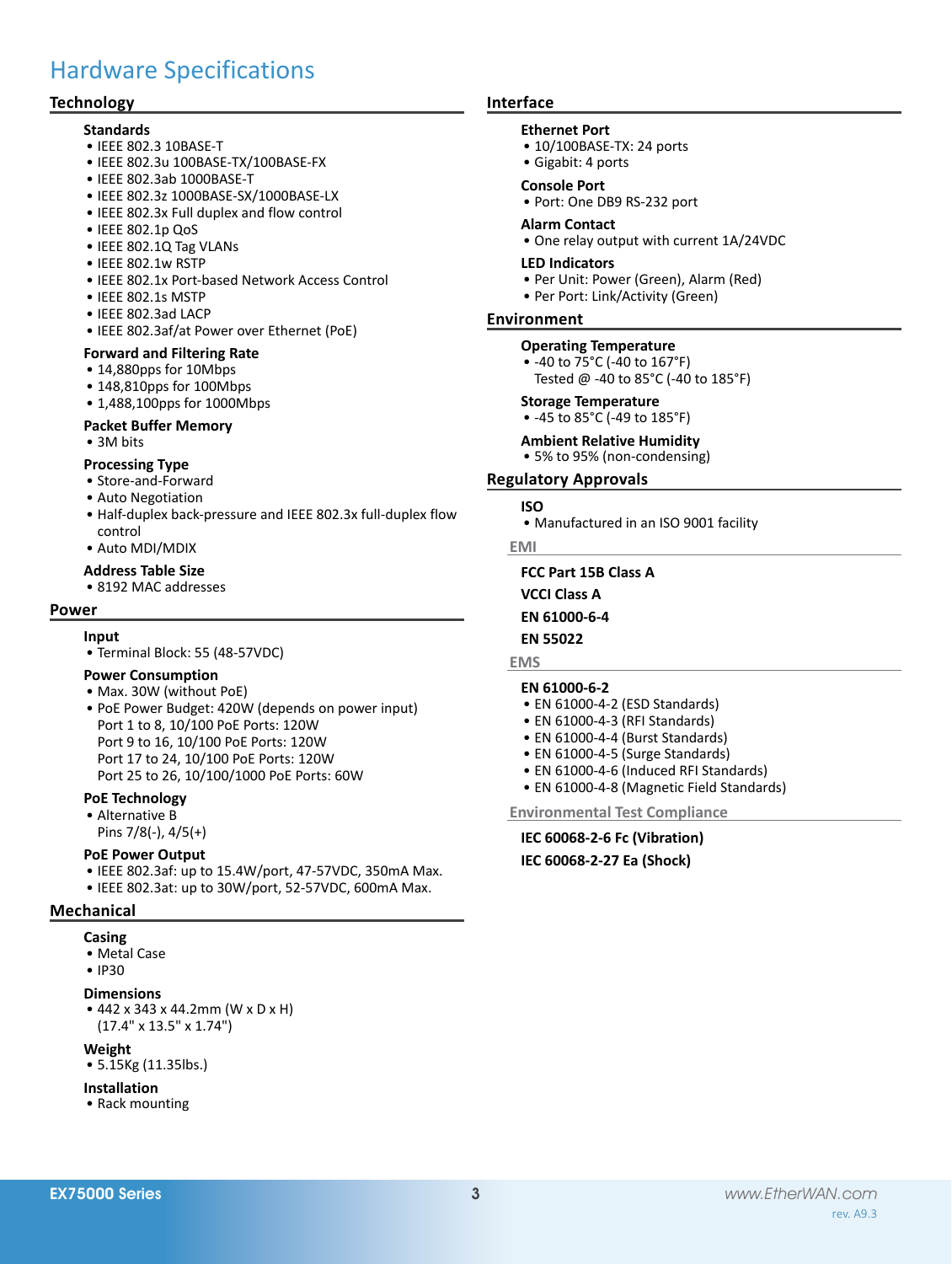# Hardware Specifications

## Technology

### Standards
- IEEE 802.3 10BASE-T
- IEEE 802.3u 100BASE-TX/100BASE-FX
- IEEE 802.3ab 1000BASE-T
- IEEE 802.3z 1000BASE-SX/1000BASE-LX
- IEEE 802.3x Full duplex and flow control
- IEEE 802.1p QoS
- IEEE 802.1Q Tag VLANs
- IEEE 802.1w RSTP
- IEEE 802.1x Port-based Network Access Control
- IEEE 802.1s MSTP
- IEEE 802.3ad LACP
- IEEE 802.3af/at Power over Ethernet (PoE)

### Forward and Filtering Rate
- 14,880pps for 10Mbps
- 148,810pps for 100Mbps
- 1,488,100pps for 1000Mbps

### Packet Buffer Memory
- 3M bits

### Processing Type
- Store-and-Forward
- Auto Negotiation
- Half-duplex back-pressure and IEEE 802.3x full-duplex flow control
- Auto MDI/MDIX

### Address Table Size
- 8192 MAC addresses

## Power

### Input
- Terminal Block: 55 (48-57VDC)

### Power Consumption
- Max. 30W (without PoE)
- PoE Power Budget: 420W (depends on power input)
  Port 1 to 8, 10/100 PoE Ports: 120W
  Port 9 to 16, 10/100 PoE Ports: 120W
  Port 17 to 24, 10/100 PoE Ports: 120W
  Port 25 to 26, 10/100/1000 PoE Ports: 60W

### PoE Technology
- Alternative B
  Pins 7/8(-), 4/5(+)

### PoE Power Output
- IEEE 802.3af: up to 15.4W/port, 47-57VDC, 350mA Max.
- IEEE 802.3at: up to 30W/port, 52-57VDC, 600mA Max.

## Mechanical

### Casing
- Metal Case
- IP30

### Dimensions
- 442 x 343 x 44.2mm (W x D x H)
  (17.4" x 13.5" x 1.74")

### Weight
- 5.15Kg (11.35lbs.)

### Installation
- Rack mounting

## Interface

### Ethernet Port
- 10/100BASE-TX: 24 ports
- Gigabit: 4 ports

### Console Port
- Port: One DB9 RS-232 port

### Alarm Contact
- One relay output with current 1A/24VDC

### LED Indicators
- Per Unit: Power (Green), Alarm (Red)
- Per Port: Link/Activity (Green)

## Environment

### Operating Temperature
- -40 to 75°C (-40 to 167°F)
  Tested @ -40 to 85°C (-40 to 185°F)

### Storage Temperature
- -45 to 85°C (-49 to 185°F)

### Ambient Relative Humidity
- 5% to 95% (non-condensing)

## Regulatory Approvals

### ISO
- Manufactured in an ISO 9001 facility

### EMI

**FCC Part 15B Class A**

**VCCI Class A**

**EN 61000-6-4**

**EN 55022**

### EMS

**EN 61000-6-2**
- EN 61000-4-2 (ESD Standards)
- EN 61000-4-3 (RFI Standards)
- EN 61000-4-4 (Burst Standards)
- EN 61000-4-5 (Surge Standards)
- EN 61000-4-6 (Induced RFI Standards)
- EN 61000-4-8 (Magnetic Field Standards)

### Environmental Test Compliance

**IEC 60068-2-6 Fc (Vibration)**

**IEC 60068-2-27 Ea (Shock)**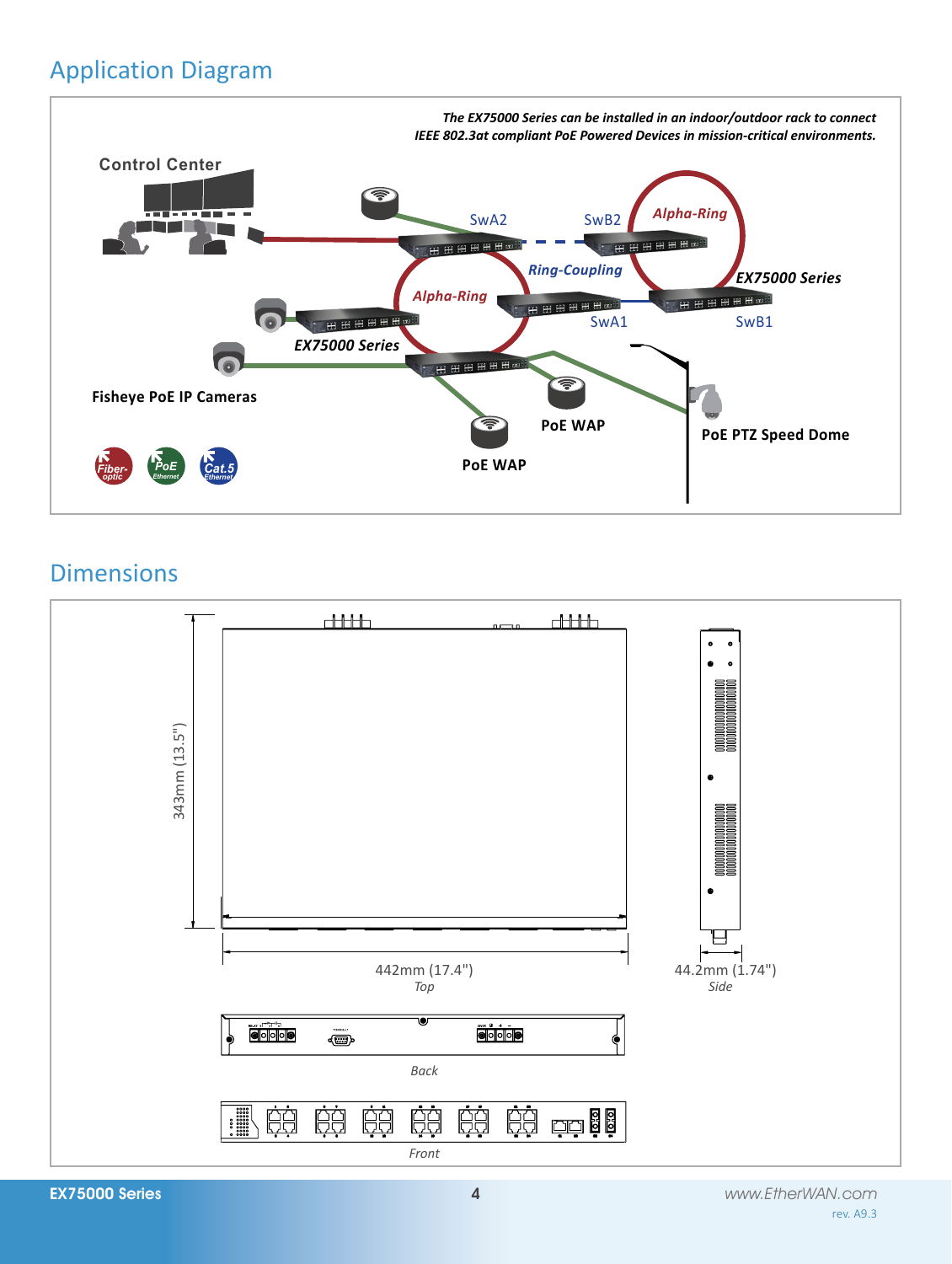## Application Diagram

*The EX75000 Series can be installed in an indoor/outdoor rack to connect IEEE 802.3at compliant PoE Powered Devices in mission-critical environments.*

Control Center

SwA2

SwB2

Alpha-Ring

Ring-Coupling

EX75000 Series

Alpha-Ring

SwA1

SwB1

EX75000 Series

Fisheye PoE IP Cameras

PoE WAP

PoE PTZ Speed Dome

PoE WAP

Fiber-optic

PoE Ethernet

Cat.5 Ethernet

## Dimensions

343mm (13.5")

442mm (17.4")

*Top*

44.2mm (1.74")

*Side*

*Back*

*Front*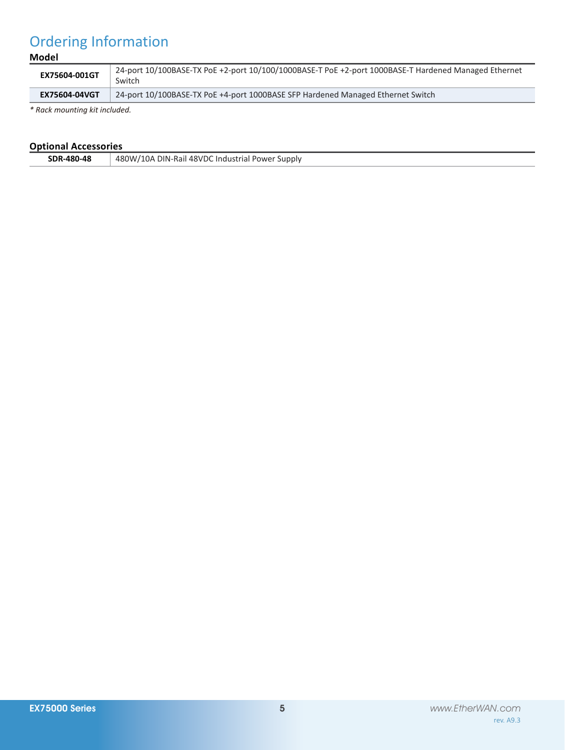# Ordering Information

### Model

| | |
|---|---|
| **EX75604-001GT** | 24-port 10/100BASE-TX PoE +2-port 10/100/1000BASE-T PoE +2-port 1000BASE-T Hardened Managed Ethernet Switch |
| **EX75604-04VGT** | 24-port 10/100BASE-TX PoE +4-port 1000BASE SFP Hardened Managed Ethernet Switch |

*\* Rack mounting kit included.*

### Optional Accessories

| | |
|---|---|
| **SDR-480-48** | 480W/10A DIN-Rail 48VDC Industrial Power Supply |